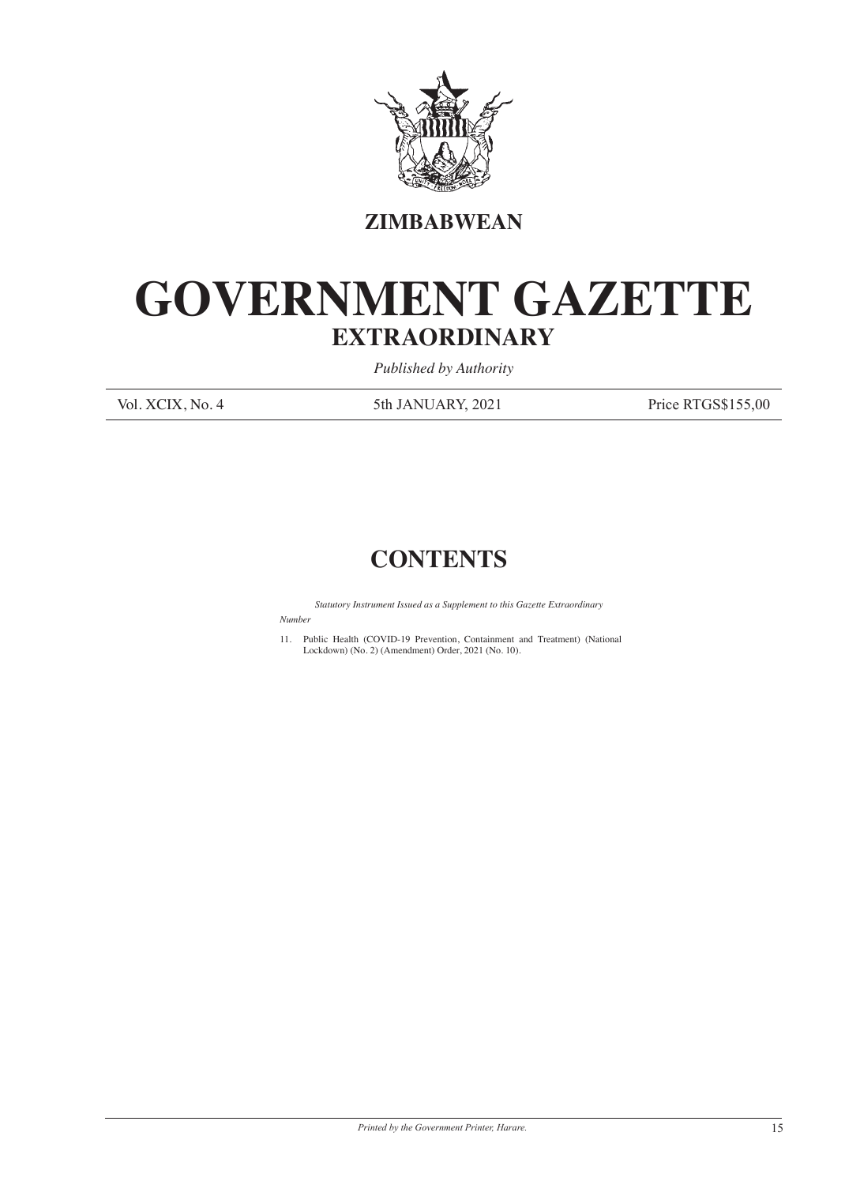**ZIMBABWEAN**

# GOVERNMENT GAZETTE

## EXTRAORDINARY

*Published by Authority*

Vol. XCIX, No. 4 | 5th JANUARY, 2021 | Price RTGS$155,00

## CONTENTS

*Statutory Instrument Issued as a Supplement to this Gazette Extraordinary*

*Number*

11. Public Health (COVID-19 Prevention, Containment and Treatment) (National Lockdown) (No. 2) (Amendment) Order, 2021 (No. 10).

*Printed by the Government Printer, Harare.*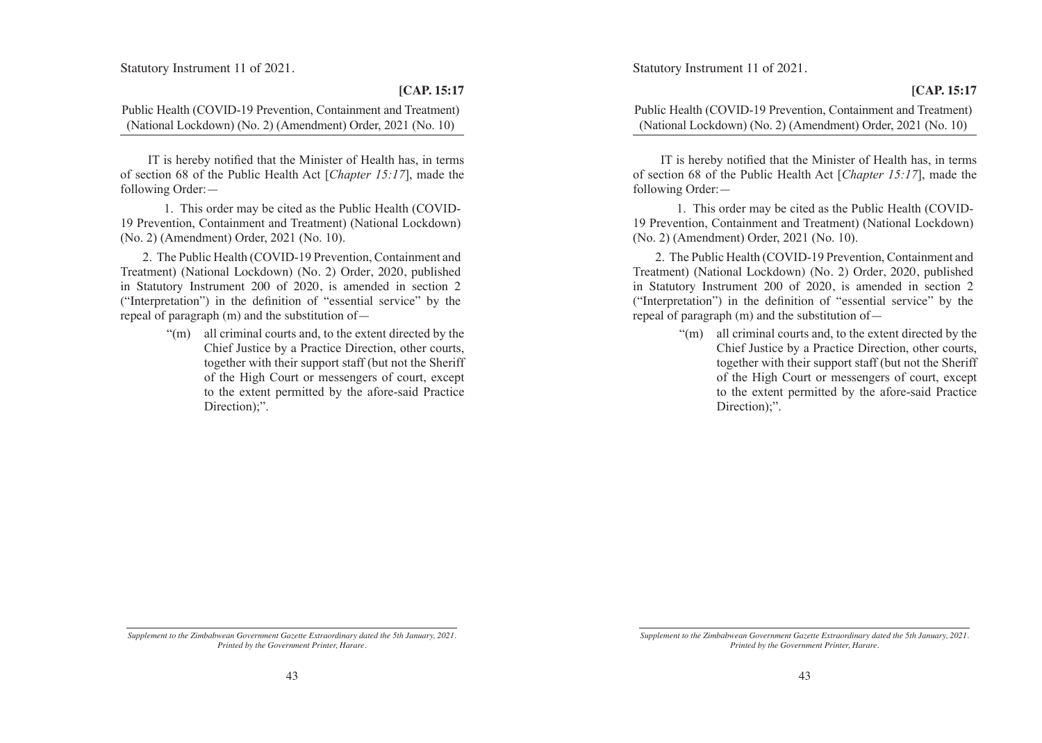Statutory Instrument 11 of 2021.

**[CAP. 15:17**

Public Health (COVID-19 Prevention, Containment and Treatment) (National Lockdown) (No. 2) (Amendment) Order, 2021 (No. 10)

IT is hereby notified that the Minister of Health has, in terms of section 68 of the Public Health Act [*Chapter 15:17*], made the following Order:—

1. This order may be cited as the Public Health (COVID-19 Prevention, Containment and Treatment) (National Lockdown) (No. 2) (Amendment) Order, 2021 (No. 10).

2. The Public Health (COVID-19 Prevention, Containment and Treatment) (National Lockdown) (No. 2) Order, 2020, published in Statutory Instrument 200 of 2020, is amended in section 2 ("Interpretation") in the definition of "essential service" by the repeal of paragraph (m) and the substitution of—

> "(m) all criminal courts and, to the extent directed by the Chief Justice by a Practice Direction, other courts, together with their support staff (but not the Sheriff of the High Court or messengers of court, except to the extent permitted by the afore-said Practice Direction);".

*Supplement to the Zimbabwean Government Gazette Extraordinary dated the 5th January, 2021.*
*Printed by the Government Printer, Harare.*